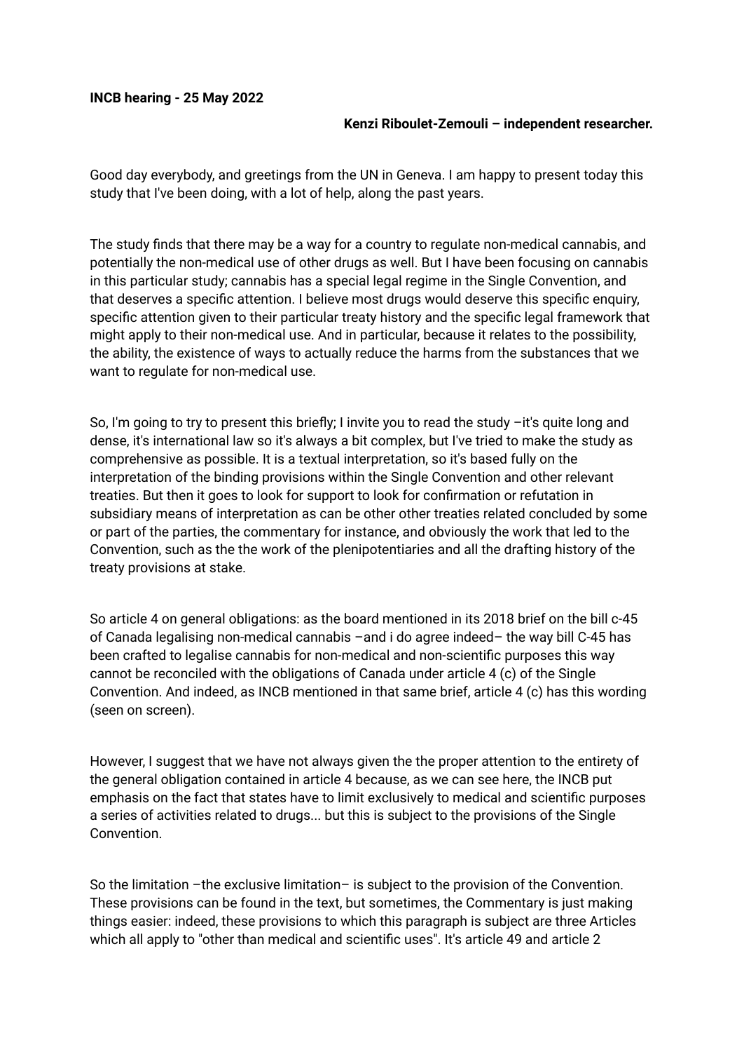**INCB hearing - 25 May 2022**

**Kenzi Riboulet-Zemouli – independent researcher.**

Good day everybody, and greetings from the UN in Geneva. I am happy to present today this study that I've been doing, with a lot of help, along the past years.

The study finds that there may be a way for a country to regulate non-medical cannabis, and potentially the non-medical use of other drugs as well. But I have been focusing on cannabis in this particular study; cannabis has a special legal regime in the Single Convention, and that deserves a specific attention. I believe most drugs would deserve this specific enquiry, specific attention given to their particular treaty history and the specific legal framework that might apply to their non-medical use. And in particular, because it relates to the possibility, the ability, the existence of ways to actually reduce the harms from the substances that we want to regulate for non-medical use.

So, I'm going to try to present this briefly; I invite you to read the study –it's quite long and dense, it's international law so it's always a bit complex, but I've tried to make the study as comprehensive as possible. It is a textual interpretation, so it's based fully on the interpretation of the binding provisions within the Single Convention and other relevant treaties. But then it goes to look for support to look for confirmation or refutation in subsidiary means of interpretation as can be other other treaties related concluded by some or part of the parties, the commentary for instance, and obviously the work that led to the Convention, such as the the work of the plenipotentiaries and all the drafting history of the treaty provisions at stake.

So article 4 on general obligations: as the board mentioned in its 2018 brief on the bill c-45 of Canada legalising non-medical cannabis –and i do agree indeed– the way bill C-45 has been crafted to legalise cannabis for non-medical and non-scientific purposes this way cannot be reconciled with the obligations of Canada under article 4 (c) of the Single Convention. And indeed, as INCB mentioned in that same brief, article 4 (c) has this wording (seen on screen).

However, I suggest that we have not always given the the proper attention to the entirety of the general obligation contained in article 4 because, as we can see here, the INCB put emphasis on the fact that states have to limit exclusively to medical and scientific purposes a series of activities related to drugs... but this is subject to the provisions of the Single Convention.

So the limitation –the exclusive limitation– is subject to the provision of the Convention. These provisions can be found in the text, but sometimes, the Commentary is just making things easier: indeed, these provisions to which this paragraph is subject are three Articles which all apply to "other than medical and scientific uses". It's article 49 and article 2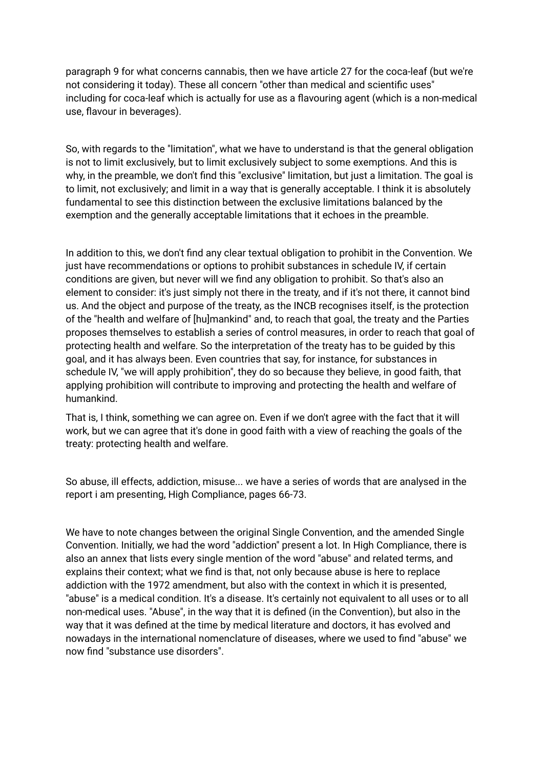paragraph 9 for what concerns cannabis, then we have article 27 for the coca-leaf (but we're not considering it today). These all concern "other than medical and scientific uses" including for coca-leaf which is actually for use as a flavouring agent (which is a non-medical use, flavour in beverages).

So, with regards to the "limitation", what we have to understand is that the general obligation is not to limit exclusively, but to limit exclusively subject to some exemptions. And this is why, in the preamble, we don't find this "exclusive" limitation, but just a limitation. The goal is to limit, not exclusively; and limit in a way that is generally acceptable. I think it is absolutely fundamental to see this distinction between the exclusive limitations balanced by the exemption and the generally acceptable limitations that it echoes in the preamble.

In addition to this, we don't find any clear textual obligation to prohibit in the Convention. We just have recommendations or options to prohibit substances in schedule IV, if certain conditions are given, but never will we find any obligation to prohibit. So that's also an element to consider: it's just simply not there in the treaty, and if it's not there, it cannot bind us. And the object and purpose of the treaty, as the INCB recognises itself, is the protection of the "health and welfare of [hu]mankind" and, to reach that goal, the treaty and the Parties proposes themselves to establish a series of control measures, in order to reach that goal of protecting health and welfare. So the interpretation of the treaty has to be guided by this goal, and it has always been. Even countries that say, for instance, for substances in schedule IV, "we will apply prohibition", they do so because they believe, in good faith, that applying prohibition will contribute to improving and protecting the health and welfare of humankind.

That is, I think, something we can agree on. Even if we don't agree with the fact that it will work, but we can agree that it's done in good faith with a view of reaching the goals of the treaty: protecting health and welfare.

So abuse, ill effects, addiction, misuse... we have a series of words that are analysed in the report i am presenting, High Compliance, pages 66-73.

We have to note changes between the original Single Convention, and the amended Single Convention. Initially, we had the word "addiction" present a lot. In High Compliance, there is also an annex that lists every single mention of the word "abuse" and related terms, and explains their context; what we find is that, not only because abuse is here to replace addiction with the 1972 amendment, but also with the context in which it is presented, "abuse" is a medical condition. It's a disease. It's certainly not equivalent to all uses or to all non-medical uses. "Abuse", in the way that it is defined (in the Convention), but also in the way that it was defined at the time by medical literature and doctors, it has evolved and nowadays in the international nomenclature of diseases, where we used to find "abuse" we now find "substance use disorders".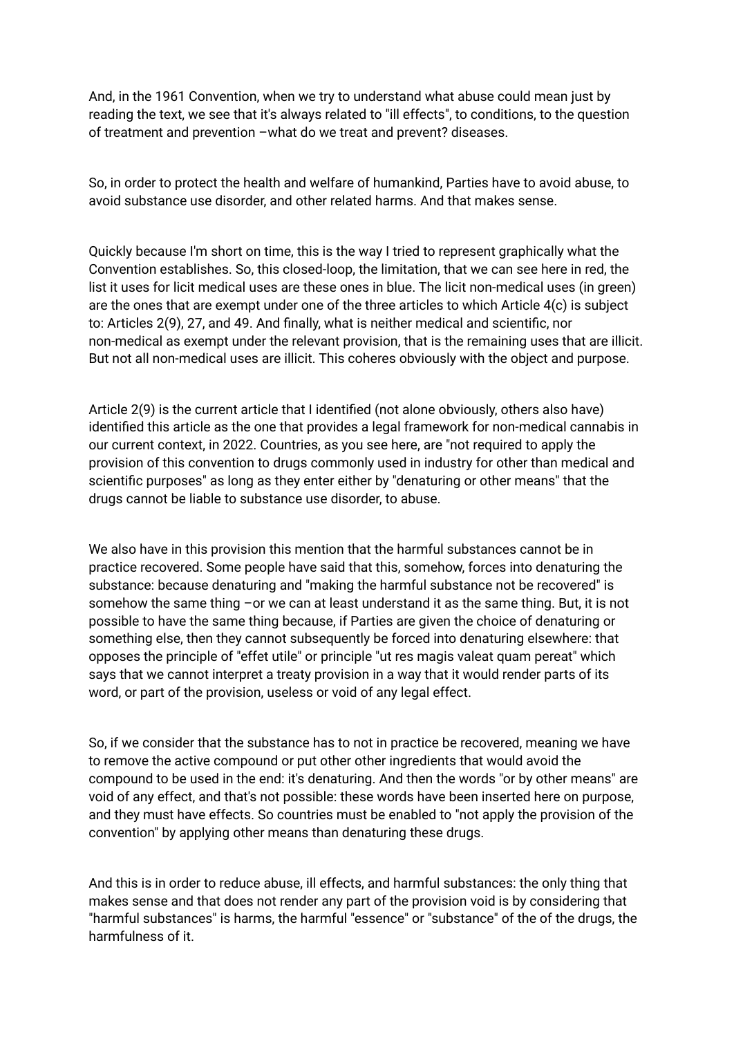And, in the 1961 Convention, when we try to understand what abuse could mean just by reading the text, we see that it's always related to "ill effects", to conditions, to the question of treatment and prevention –what do we treat and prevent? diseases.

So, in order to protect the health and welfare of humankind, Parties have to avoid abuse, to avoid substance use disorder, and other related harms. And that makes sense.

Quickly because I'm short on time, this is the way I tried to represent graphically what the Convention establishes. So, this closed-loop, the limitation, that we can see here in red, the list it uses for licit medical uses are these ones in blue. The licit non-medical uses (in green) are the ones that are exempt under one of the three articles to which Article 4(c) is subject to: Articles 2(9), 27, and 49. And finally, what is neither medical and scientific, nor non-medical as exempt under the relevant provision, that is the remaining uses that are illicit. But not all non-medical uses are illicit. This coheres obviously with the object and purpose.

Article 2(9) is the current article that I identified (not alone obviously, others also have) identified this article as the one that provides a legal framework for non-medical cannabis in our current context, in 2022. Countries, as you see here, are "not required to apply the provision of this convention to drugs commonly used in industry for other than medical and scientific purposes" as long as they enter either by "denaturing or other means" that the drugs cannot be liable to substance use disorder, to abuse.

We also have in this provision this mention that the harmful substances cannot be in practice recovered. Some people have said that this, somehow, forces into denaturing the substance: because denaturing and "making the harmful substance not be recovered" is somehow the same thing –or we can at least understand it as the same thing. But, it is not possible to have the same thing because, if Parties are given the choice of denaturing or something else, then they cannot subsequently be forced into denaturing elsewhere: that opposes the principle of "effet utile" or principle "ut res magis valeat quam pereat" which says that we cannot interpret a treaty provision in a way that it would render parts of its word, or part of the provision, useless or void of any legal effect.

So, if we consider that the substance has to not in practice be recovered, meaning we have to remove the active compound or put other other ingredients that would avoid the compound to be used in the end: it's denaturing. And then the words "or by other means" are void of any effect, and that's not possible: these words have been inserted here on purpose, and they must have effects. So countries must be enabled to "not apply the provision of the convention" by applying other means than denaturing these drugs.

And this is in order to reduce abuse, ill effects, and harmful substances: the only thing that makes sense and that does not render any part of the provision void is by considering that "harmful substances" is harms, the harmful "essence" or "substance" of the of the drugs, the harmfulness of it.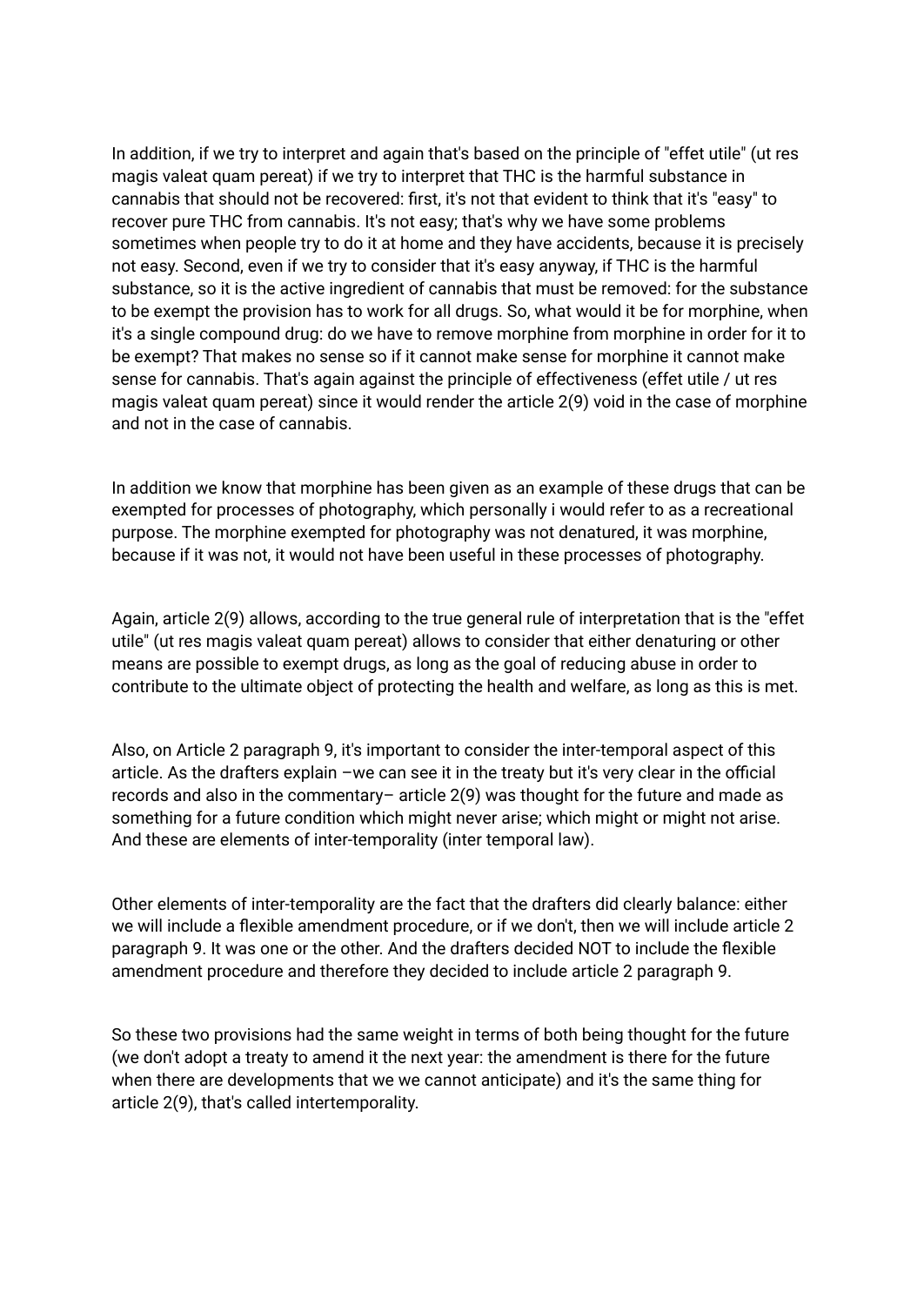In addition, if we try to interpret and again that's based on the principle of "effet utile" (ut res magis valeat quam pereat) if we try to interpret that THC is the harmful substance in cannabis that should not be recovered: first, it's not that evident to think that it's "easy" to recover pure THC from cannabis. It's not easy; that's why we have some problems sometimes when people try to do it at home and they have accidents, because it is precisely not easy. Second, even if we try to consider that it's easy anyway, if THC is the harmful substance, so it is the active ingredient of cannabis that must be removed: for the substance to be exempt the provision has to work for all drugs. So, what would it be for morphine, when it's a single compound drug: do we have to remove morphine from morphine in order for it to be exempt? That makes no sense so if it cannot make sense for morphine it cannot make sense for cannabis. That's again against the principle of effectiveness (effet utile / ut res magis valeat quam pereat) since it would render the article 2(9) void in the case of morphine and not in the case of cannabis.

In addition we know that morphine has been given as an example of these drugs that can be exempted for processes of photography, which personally i would refer to as a recreational purpose. The morphine exempted for photography was not denatured, it was morphine, because if it was not, it would not have been useful in these processes of photography.

Again, article 2(9) allows, according to the true general rule of interpretation that is the "effet utile" (ut res magis valeat quam pereat) allows to consider that either denaturing or other means are possible to exempt drugs, as long as the goal of reducing abuse in order to contribute to the ultimate object of protecting the health and welfare, as long as this is met.

Also, on Article 2 paragraph 9, it's important to consider the inter-temporal aspect of this article. As the drafters explain –we can see it in the treaty but it's very clear in the official records and also in the commentary– article 2(9) was thought for the future and made as something for a future condition which might never arise; which might or might not arise. And these are elements of inter-temporality (inter temporal law).

Other elements of inter-temporality are the fact that the drafters did clearly balance: either we will include a flexible amendment procedure, or if we don't, then we will include article 2 paragraph 9. It was one or the other. And the drafters decided NOT to include the flexible amendment procedure and therefore they decided to include article 2 paragraph 9.

So these two provisions had the same weight in terms of both being thought for the future (we don't adopt a treaty to amend it the next year: the amendment is there for the future when there are developments that we we cannot anticipate) and it's the same thing for article 2(9), that's called intertemporality.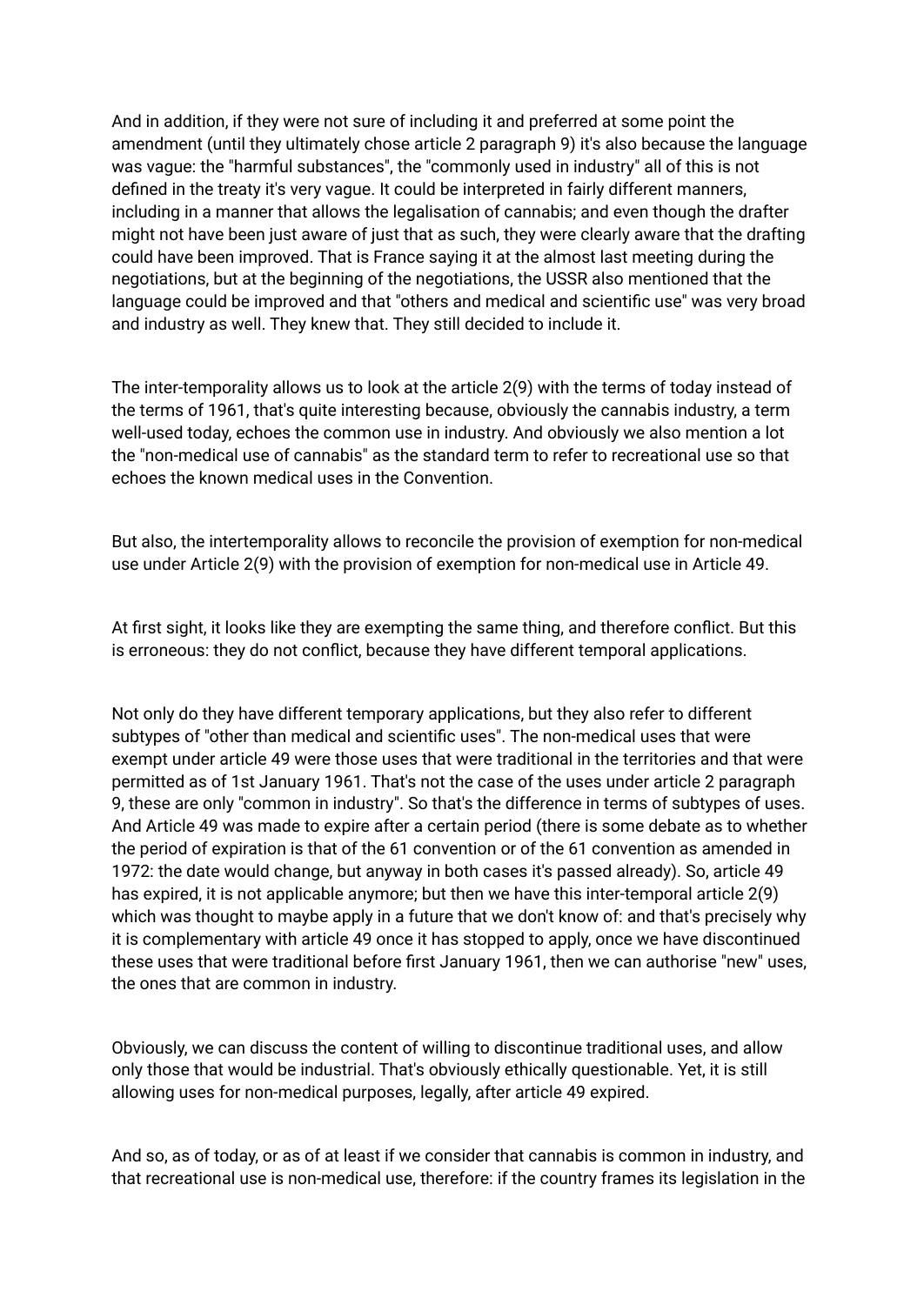And in addition, if they were not sure of including it and preferred at some point the amendment (until they ultimately chose article 2 paragraph 9) it's also because the language was vague: the "harmful substances", the "commonly used in industry" all of this is not defined in the treaty it's very vague. It could be interpreted in fairly different manners, including in a manner that allows the legalisation of cannabis; and even though the drafter might not have been just aware of just that as such, they were clearly aware that the drafting could have been improved. That is France saying it at the almost last meeting during the negotiations, but at the beginning of the negotiations, the USSR also mentioned that the language could be improved and that "others and medical and scientific use" was very broad and industry as well. They knew that. They still decided to include it.

The inter-temporality allows us to look at the article 2(9) with the terms of today instead of the terms of 1961, that's quite interesting because, obviously the cannabis industry, a term well-used today, echoes the common use in industry. And obviously we also mention a lot the "non-medical use of cannabis" as the standard term to refer to recreational use so that echoes the known medical uses in the Convention.

But also, the intertemporality allows to reconcile the provision of exemption for non-medical use under Article 2(9) with the provision of exemption for non-medical use in Article 49.

At first sight, it looks like they are exempting the same thing, and therefore conflict. But this is erroneous: they do not conflict, because they have different temporal applications.

Not only do they have different temporary applications, but they also refer to different subtypes of "other than medical and scientific uses". The non-medical uses that were exempt under article 49 were those uses that were traditional in the territories and that were permitted as of 1st January 1961. That's not the case of the uses under article 2 paragraph 9, these are only "common in industry". So that's the difference in terms of subtypes of uses. And Article 49 was made to expire after a certain period (there is some debate as to whether the period of expiration is that of the 61 convention or of the 61 convention as amended in 1972: the date would change, but anyway in both cases it's passed already). So, article 49 has expired, it is not applicable anymore; but then we have this inter-temporal article 2(9) which was thought to maybe apply in a future that we don't know of: and that's precisely why it is complementary with article 49 once it has stopped to apply, once we have discontinued these uses that were traditional before first January 1961, then we can authorise "new" uses, the ones that are common in industry.

Obviously, we can discuss the content of willing to discontinue traditional uses, and allow only those that would be industrial. That's obviously ethically questionable. Yet, it is still allowing uses for non-medical purposes, legally, after article 49 expired.

And so, as of today, or as of at least if we consider that cannabis is common in industry, and that recreational use is non-medical use, therefore: if the country frames its legislation in the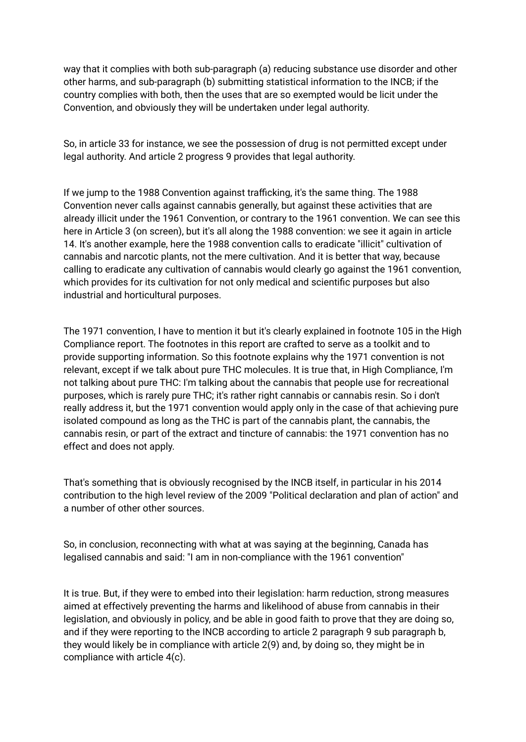way that it complies with both sub-paragraph (a) reducing substance use disorder and other other harms, and sub-paragraph (b) submitting statistical information to the INCB; if the country complies with both, then the uses that are so exempted would be licit under the Convention, and obviously they will be undertaken under legal authority.

So, in article 33 for instance, we see the possession of drug is not permitted except under legal authority. And article 2 progress 9 provides that legal authority.

If we jump to the 1988 Convention against trafficking, it's the same thing. The 1988 Convention never calls against cannabis generally, but against these activities that are already illicit under the 1961 Convention, or contrary to the 1961 convention. We can see this here in Article 3 (on screen), but it's all along the 1988 convention: we see it again in article 14. It's another example, here the 1988 convention calls to eradicate "illicit" cultivation of cannabis and narcotic plants, not the mere cultivation. And it is better that way, because calling to eradicate any cultivation of cannabis would clearly go against the 1961 convention, which provides for its cultivation for not only medical and scientific purposes but also industrial and horticultural purposes.

The 1971 convention, I have to mention it but it's clearly explained in footnote 105 in the High Compliance report. The footnotes in this report are crafted to serve as a toolkit and to provide supporting information. So this footnote explains why the 1971 convention is not relevant, except if we talk about pure THC molecules. It is true that, in High Compliance, I'm not talking about pure THC: I'm talking about the cannabis that people use for recreational purposes, which is rarely pure THC; it's rather right cannabis or cannabis resin. So i don't really address it, but the 1971 convention would apply only in the case of that achieving pure isolated compound as long as the THC is part of the cannabis plant, the cannabis, the cannabis resin, or part of the extract and tincture of cannabis: the 1971 convention has no effect and does not apply.

That's something that is obviously recognised by the INCB itself, in particular in his 2014 contribution to the high level review of the 2009 "Political declaration and plan of action" and a number of other other sources.

So, in conclusion, reconnecting with what at was saying at the beginning, Canada has legalised cannabis and said: "I am in non-compliance with the 1961 convention"

It is true. But, if they were to embed into their legislation: harm reduction, strong measures aimed at effectively preventing the harms and likelihood of abuse from cannabis in their legislation, and obviously in policy, and be able in good faith to prove that they are doing so, and if they were reporting to the INCB according to article 2 paragraph 9 sub paragraph b, they would likely be in compliance with article 2(9) and, by doing so, they might be in compliance with article 4(c).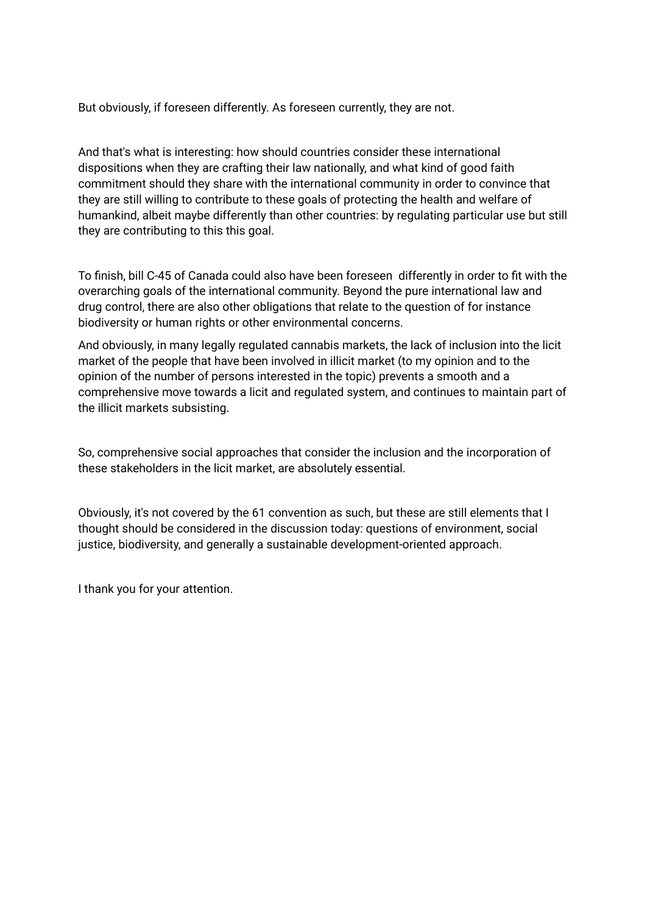But obviously, if foreseen differently. As foreseen currently, they are not.

And that's what is interesting: how should countries consider these international dispositions when they are crafting their law nationally, and what kind of good faith commitment should they share with the international community in order to convince that they are still willing to contribute to these goals of protecting the health and welfare of humankind, albeit maybe differently than other countries: by regulating particular use but still they are contributing to this this goal.

To finish, bill C-45 of Canada could also have been foreseen  differently in order to fit with the overarching goals of the international community. Beyond the pure international law and drug control, there are also other obligations that relate to the question of for instance biodiversity or human rights or other environmental concerns.

And obviously, in many legally regulated cannabis markets, the lack of inclusion into the licit market of the people that have been involved in illicit market (to my opinion and to the opinion of the number of persons interested in the topic) prevents a smooth and a comprehensive move towards a licit and regulated system, and continues to maintain part of the illicit markets subsisting.

So, comprehensive social approaches that consider the inclusion and the incorporation of these stakeholders in the licit market, are absolutely essential.

Obviously, it's not covered by the 61 convention as such, but these are still elements that I thought should be considered in the discussion today: questions of environment, social justice, biodiversity, and generally a sustainable development-oriented approach.

I thank you for your attention.